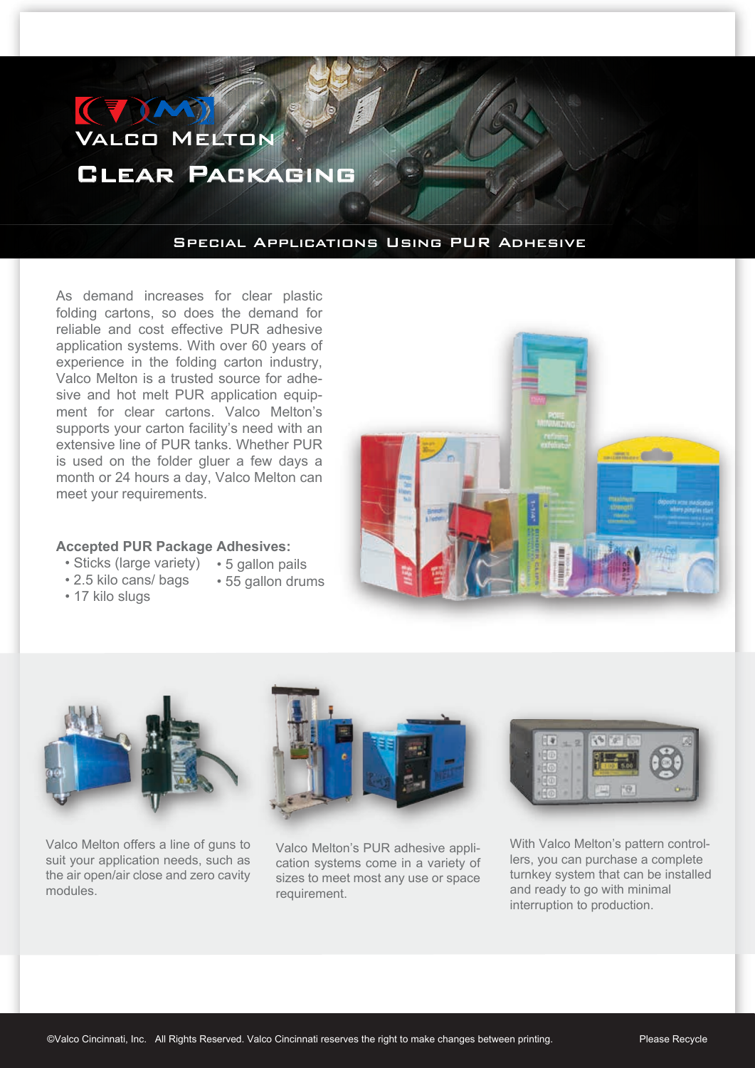# Valco Melton

# Clear Packaging

## Special Applications Using PUR Adhesive

As demand increases for clear plastic folding cartons, so does the demand for reliable and cost effective PUR adhesive application systems. With over 60 years of experience in the folding carton industry, Valco Melton is a trusted source for adhesive and hot melt PUR application equipment for clear cartons. Valco Melton's supports your carton facility's need with an extensive line of PUR tanks. Whether PUR is used on the folder gluer a few days a month or 24 hours a day, Valco Melton can meet your requirements.

**Accepted PUR Package Adhesives:**

- Sticks (large variety)
- 2.5 kilo cans/ bags
- 17 kilo slugs
- 5 gallon pails
- 55 gallon drums

Valco Melton offers a line of guns to suit your application needs, such as the air open/air close and zero cavity modules.

Valco Melton's PUR adhesive application systems come in a variety of sizes to meet most any use or space requirement.

With Valco Melton's pattern controllers, you can purchase a complete turnkey system that can be installed and ready to go with minimal interruption to production.

©Valco Cincinnati, Inc. All Rights Reserved. Valco Cincinnati reserves the right to make changes between printing.

Please Recycle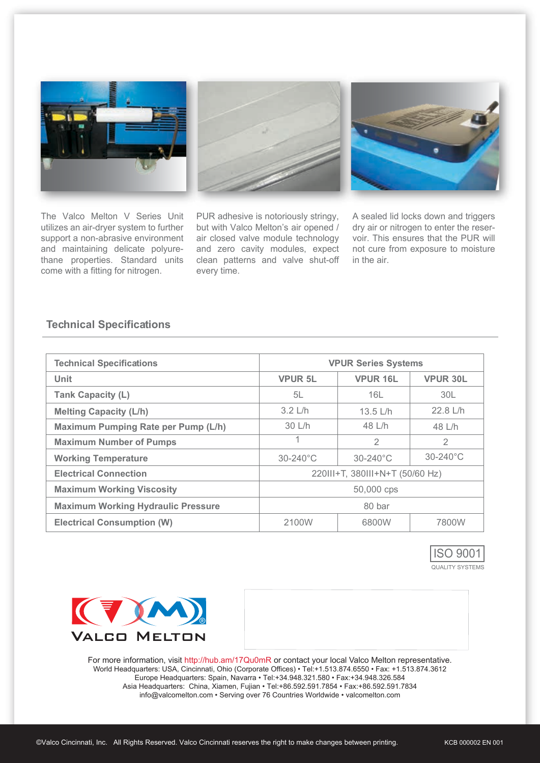The Valco Melton V Series Unit utilizes an air-dryer system to further support a non-abrasive environment and maintaining delicate polyurethane properties. Standard units come with a fitting for nitrogen.

PUR adhesive is notoriously stringy, but with Valco Melton's air opened / air closed valve module technology and zero cavity modules, expect clean patterns and valve shut-off every time.

A sealed lid locks down and triggers dry air or nitrogen to enter the reservoir. This ensures that the PUR will not cure from exposure to moisture in the air.

## Technical Specifications

| Technical Specifications | VPUR Series Systems | | |
|---|---|---|---|
| Unit | VPUR 5L | VPUR 16L | VPUR 30L |
| Tank Capacity (L) | 5L | 16L | 30L |
| Melting Capacity (L/h) | 3.2 L/h | 13.5 L/h | 22.8 L/h |
| Maximum Pumping Rate per Pump (L/h) | 30 L/h | 48 L/h | 48 L/h |
| Maximum Number of Pumps | 1 | 2 | 2 |
| Working Temperature | 30-240°C | 30-240°C | 30-240°C |
| Electrical Connection | 220III+T, 380III+N+T (50/60 Hz) | | |
| Maximum Working Viscosity | 50,000 cps | | |
| Maximum Working Hydraulic Pressure | 80 bar | | |
| Electrical Consumption (W) | 2100W | 6800W | 7800W |

ISO 9001
QUALITY SYSTEMS

VALCO MELTON

For more information, visit http://hub.am/17Qu0mR or contact your local Valco Melton representative.
World Headquarters: USA, Cincinnati, Ohio (Corporate Offices) • Tel:+1.513.874.6550 • Fax: +1.513.874.3612
Europe Headquarters: Spain, Navarra • Tel:+34.948.321.580 • Fax:+34.948.326.584
Asia Headquarters: China, Xiamen, Fujian • Tel:+86.592.591.7854 • Fax:+86.592.591.7834
info@valcomelton.com • Serving over 76 Countries Worldwide • valcomelton.com

©Valco Cincinnati, Inc. All Rights Reserved. Valco Cincinnati reserves the right to make changes between printing. KCB 000002 EN 001